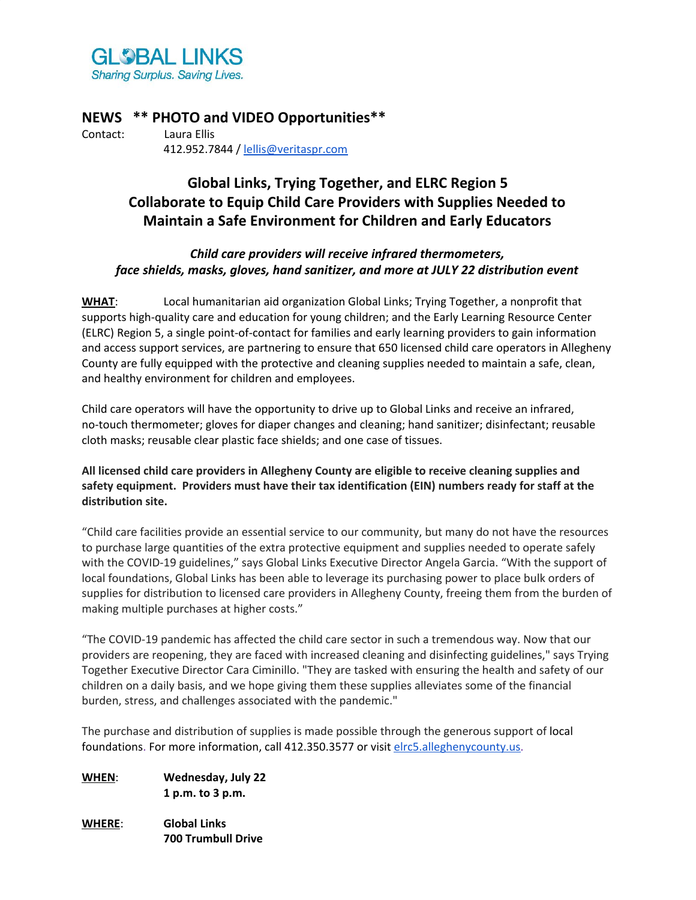GLOBAL LINKS
*Sharing Surplus. Saving Lives.*

## NEWS ** PHOTO and VIDEO Opportunities**

Contact: Laura Ellis
412.952.7844 / lellis@veritaspr.com

# Global Links, Trying Together, and ELRC Region 5 Collaborate to Equip Child Care Providers with Supplies Needed to Maintain a Safe Environment for Children and Early Educators

***Child care providers will receive infrared thermometers, face shields, masks, gloves, hand sanitizer, and more at JULY 22 distribution event***

**WHAT**: Local humanitarian aid organization Global Links; Trying Together, a nonprofit that supports high-quality care and education for young children; and the Early Learning Resource Center (ELRC) Region 5, a single point-of-contact for families and early learning providers to gain information and access support services, are partnering to ensure that 650 licensed child care operators in Allegheny County are fully equipped with the protective and cleaning supplies needed to maintain a safe, clean, and healthy environment for children and employees.

Child care operators will have the opportunity to drive up to Global Links and receive an infrared, no-touch thermometer; gloves for diaper changes and cleaning; hand sanitizer; disinfectant; reusable cloth masks; reusable clear plastic face shields; and one case of tissues.

**All licensed child care providers in Allegheny County are eligible to receive cleaning supplies and safety equipment. Providers must have their tax identification (EIN) numbers ready for staff at the distribution site.**

"Child care facilities provide an essential service to our community, but many do not have the resources to purchase large quantities of the extra protective equipment and supplies needed to operate safely with the COVID-19 guidelines," says Global Links Executive Director Angela Garcia. "With the support of local foundations, Global Links has been able to leverage its purchasing power to place bulk orders of supplies for distribution to licensed care providers in Allegheny County, freeing them from the burden of making multiple purchases at higher costs."

"The COVID-19 pandemic has affected the child care sector in such a tremendous way. Now that our providers are reopening, they are faced with increased cleaning and disinfecting guidelines," says Trying Together Executive Director Cara Ciminillo. "They are tasked with ensuring the health and safety of our children on a daily basis, and we hope giving them these supplies alleviates some of the financial burden, stress, and challenges associated with the pandemic."

The purchase and distribution of supplies is made possible through the generous support of local foundations. For more information, call 412.350.3577 or visit elrc5.alleghenycounty.us.

**WHEN**: **Wednesday, July 22**
**1 p.m. to 3 p.m.**

**WHERE**: **Global Links**
**700 Trumbull Drive**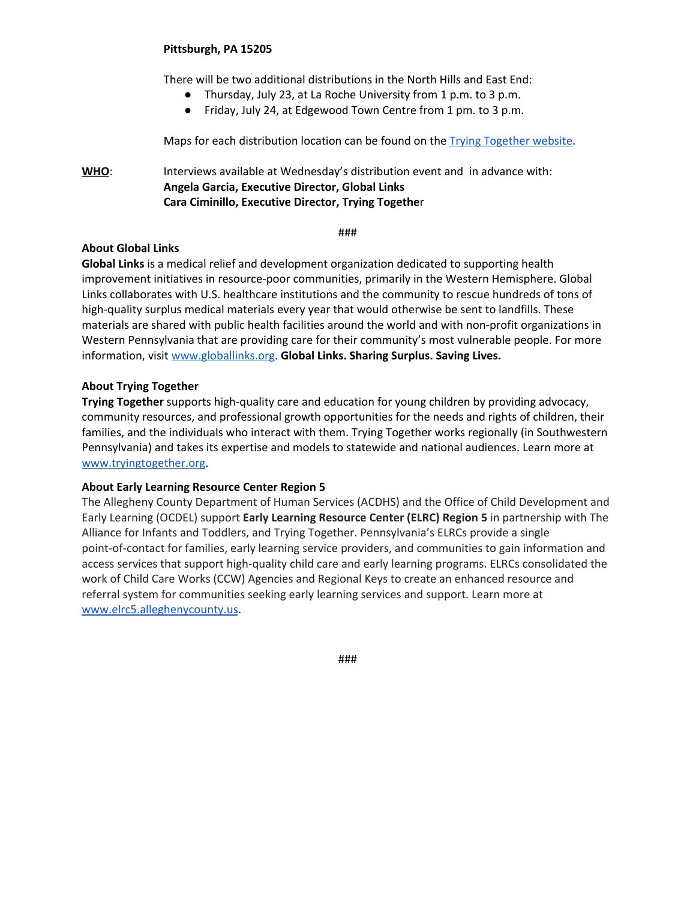**Pittsburgh, PA 15205**

There will be two additional distributions in the North Hills and East End:

- Thursday, July 23, at La Roche University from 1 p.m. to 3 p.m.
- Friday, July 24, at Edgewood Town Centre from 1 pm. to 3 p.m.

Maps for each distribution location can be found on the [Trying Together website](#).

**WHO**: Interviews available at Wednesday's distribution event and in advance with:
**Angela Garcia, Executive Director, Global Links**
**Cara Ciminillo, Executive Director, Trying Together**

###

**About Global Links**

**Global Links** is a medical relief and development organization dedicated to supporting health improvement initiatives in resource-poor communities, primarily in the Western Hemisphere. Global Links collaborates with U.S. healthcare institutions and the community to rescue hundreds of tons of high-quality surplus medical materials every year that would otherwise be sent to landfills. These materials are shared with public health facilities around the world and with non-profit organizations in Western Pennsylvania that are providing care for their community's most vulnerable people. For more information, visit www.globallinks.org. **Global Links. Sharing Surplus. Saving Lives.**

**About Trying Together**

**Trying Together** supports high-quality care and education for young children by providing advocacy, community resources, and professional growth opportunities for the needs and rights of children, their families, and the individuals who interact with them. Trying Together works regionally (in Southwestern Pennsylvania) and takes its expertise and models to statewide and national audiences. Learn more at www.tryingtogether.org.

**About Early Learning Resource Center Region 5**

The Allegheny County Department of Human Services (ACDHS) and the Office of Child Development and Early Learning (OCDEL) support **Early Learning Resource Center (ELRC) Region 5** in partnership with The Alliance for Infants and Toddlers, and Trying Together. Pennsylvania's ELRCs provide a single point-of-contact for families, early learning service providers, and communities to gain information and access services that support high-quality child care and early learning programs. ELRCs consolidated the work of Child Care Works (CCW) Agencies and Regional Keys to create an enhanced resource and referral system for communities seeking early learning services and support. Learn more at www.elrc5.alleghenycounty.us.

###